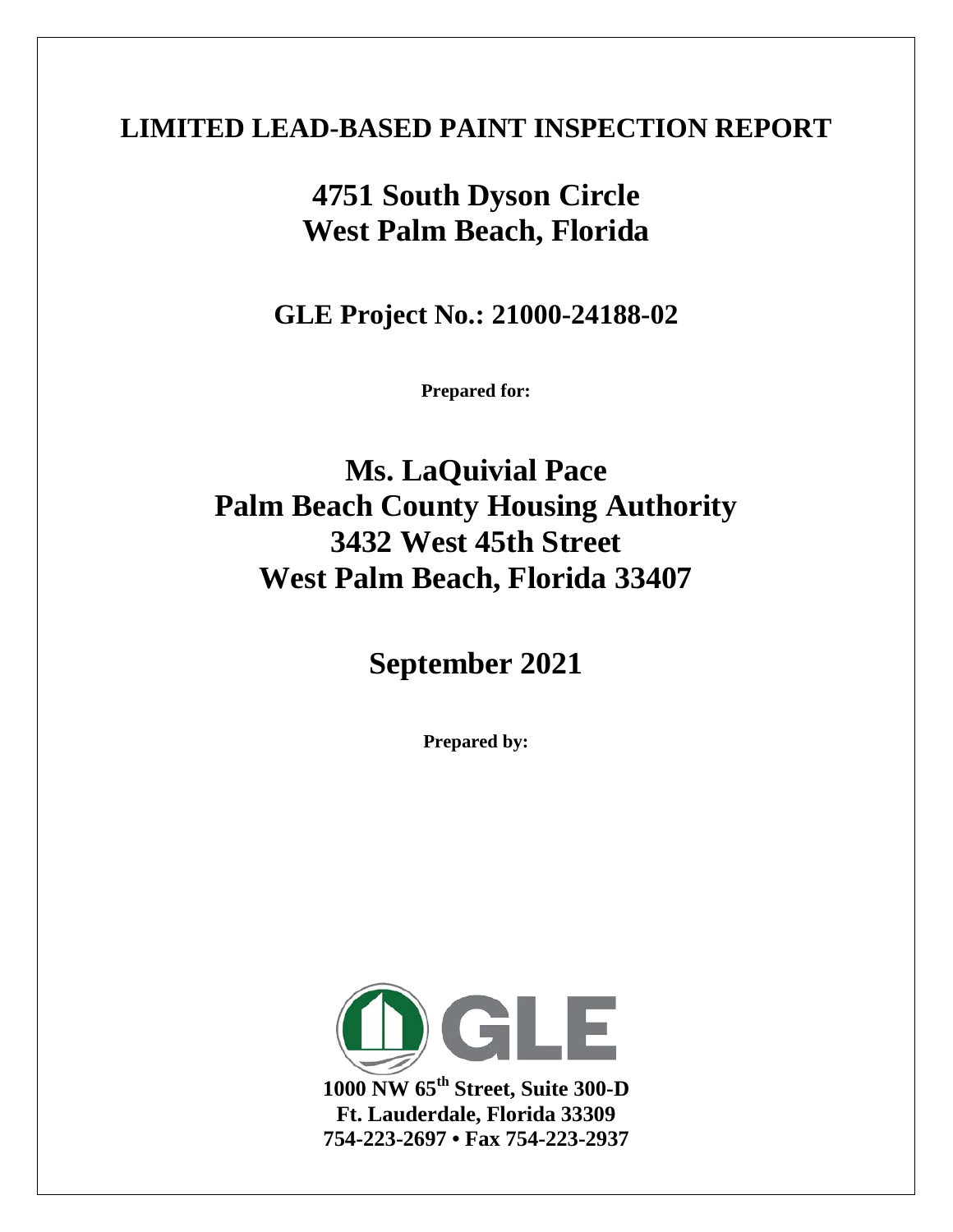# LIMITED LEAD-BASED PAINT INSPECTION REPORT

## 4751 South Dyson Circle
## West Palm Beach, Florida

## GLE Project No.: 21000-24188-02

**Prepared for:**

## Ms. LaQuivial Pace
## Palm Beach County Housing Authority
## 3432 West 45th Street
## West Palm Beach, Florida 33407

## September 2021

**Prepared by:**

GLE

**1000 NW 65th Street, Suite 300-D**
**Ft. Lauderdale, Florida 33309**
**754-223-2697 • Fax 754-223-2937**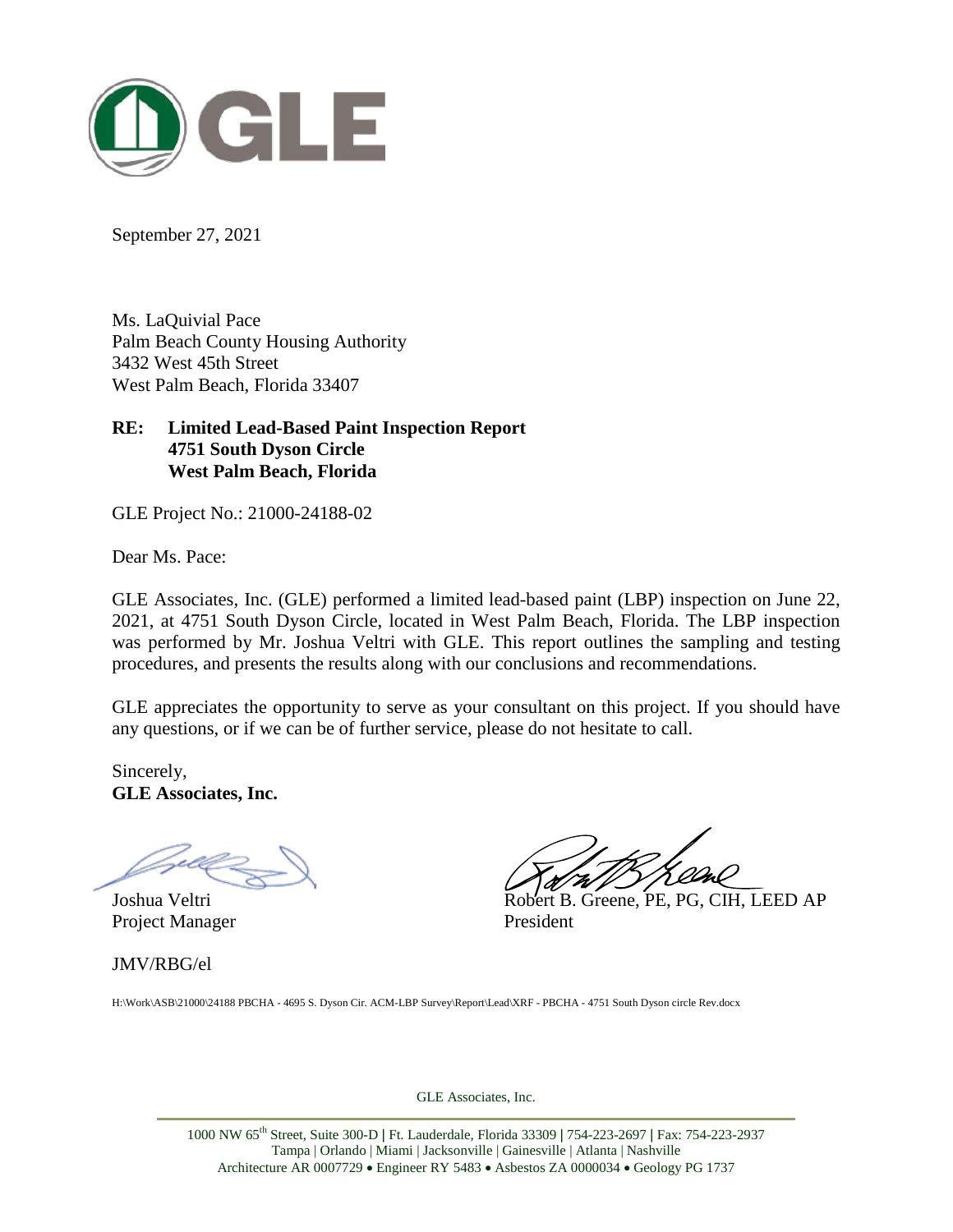September 27, 2021

Ms. LaQuivial Pace
Palm Beach County Housing Authority
3432 West 45th Street
West Palm Beach, Florida 33407

**RE: Limited Lead-Based Paint Inspection Report**
**4751 South Dyson Circle**
**West Palm Beach, Florida**

GLE Project No.: 21000-24188-02

Dear Ms. Pace:

GLE Associates, Inc. (GLE) performed a limited lead-based paint (LBP) inspection on June 22, 2021, at 4751 South Dyson Circle, located in West Palm Beach, Florida. The LBP inspection was performed by Mr. Joshua Veltri with GLE. This report outlines the sampling and testing procedures, and presents the results along with our conclusions and recommendations.

GLE appreciates the opportunity to serve as your consultant on this project. If you should have any questions, or if we can be of further service, please do not hesitate to call.

Sincerely,
**GLE Associates, Inc.**

Joshua Veltri
Project Manager

Robert B. Greene, PE, PG, CIH, LEED AP
President

JMV/RBG/el

H:\Work\ASB\21000\24188 PBCHA - 4695 S. Dyson Cir. ACM-LBP Survey\Report\Lead\XRF - PBCHA - 4751 South Dyson circle Rev.docx

GLE Associates, Inc.

1000 NW 65th Street, Suite 300-D | Ft. Lauderdale, Florida 33309 | 754-223-2697 | Fax: 754-223-2937
Tampa | Orlando | Miami | Jacksonville | Gainesville | Atlanta | Nashville
Architecture AR 0007729 • Engineer RY 5483 • Asbestos ZA 0000034 • Geology PG 1737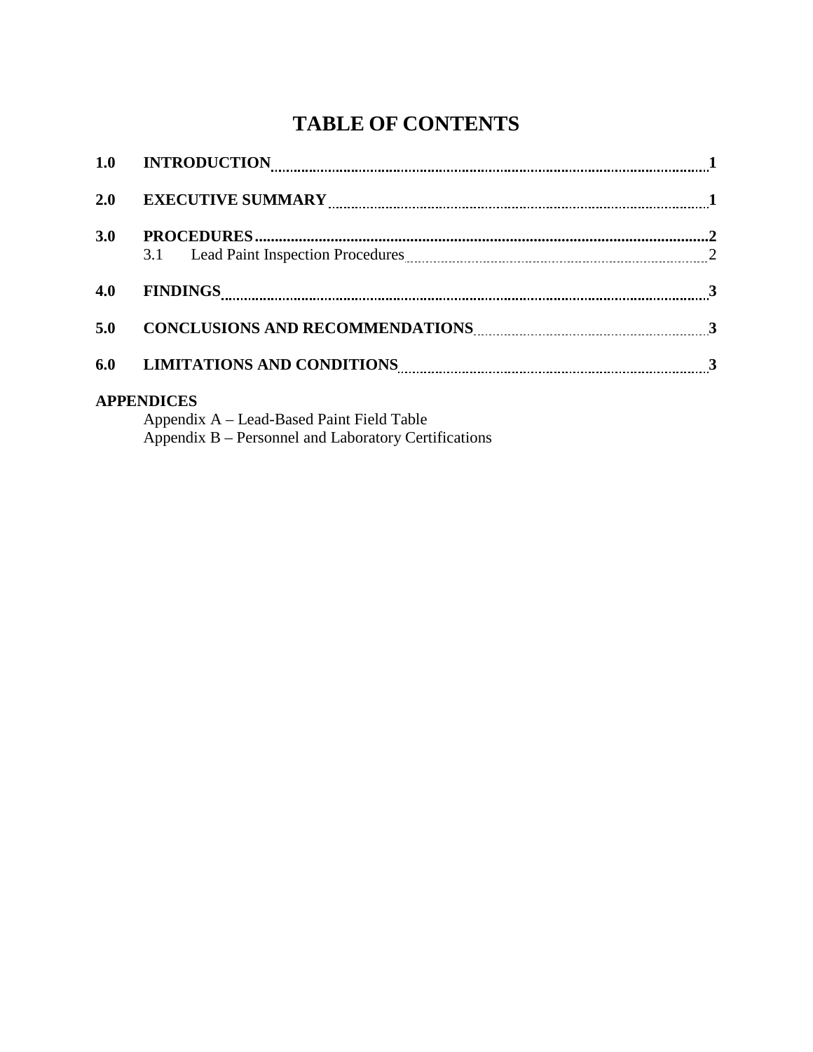# TABLE OF CONTENTS

| | | |
|---|---|---|
| **1.0** | **INTRODUCTION** | **1** |
| **2.0** | **EXECUTIVE SUMMARY** | **1** |
| **3.0** | **PROCEDURES** | **2** |
| | 3.1 Lead Paint Inspection Procedures | 2 |
| **4.0** | **FINDINGS** | **3** |
| **5.0** | **CONCLUSIONS AND RECOMMENDATIONS** | **3** |
| **6.0** | **LIMITATIONS AND CONDITIONS** | **3** |

**APPENDICES**

Appendix A – Lead-Based Paint Field Table

Appendix B – Personnel and Laboratory Certifications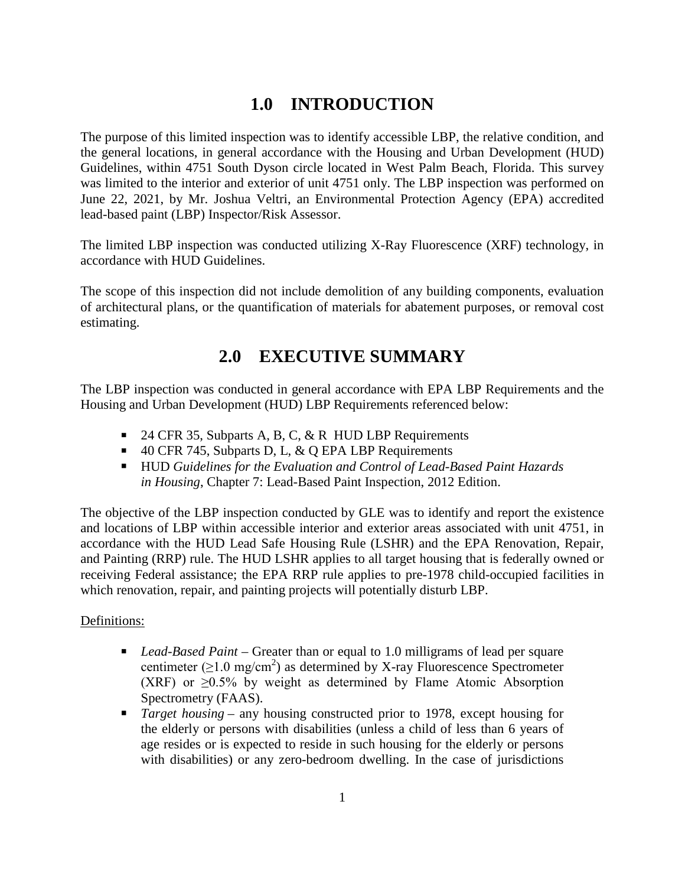## 1.0 INTRODUCTION

The purpose of this limited inspection was to identify accessible LBP, the relative condition, and the general locations, in general accordance with the Housing and Urban Development (HUD) Guidelines, within 4751 South Dyson circle located in West Palm Beach, Florida. This survey was limited to the interior and exterior of unit 4751 only. The LBP inspection was performed on June 22, 2021, by Mr. Joshua Veltri, an Environmental Protection Agency (EPA) accredited lead-based paint (LBP) Inspector/Risk Assessor.

The limited LBP inspection was conducted utilizing X-Ray Fluorescence (XRF) technology, in accordance with HUD Guidelines.

The scope of this inspection did not include demolition of any building components, evaluation of architectural plans, or the quantification of materials for abatement purposes, or removal cost estimating.

## 2.0 EXECUTIVE SUMMARY

The LBP inspection was conducted in general accordance with EPA LBP Requirements and the Housing and Urban Development (HUD) LBP Requirements referenced below:

- 24 CFR 35, Subparts A, B, C, & R HUD LBP Requirements
- 40 CFR 745, Subparts D, L, & Q EPA LBP Requirements
- HUD *Guidelines for the Evaluation and Control of Lead-Based Paint Hazards in Housing*, Chapter 7: Lead-Based Paint Inspection, 2012 Edition.

The objective of the LBP inspection conducted by GLE was to identify and report the existence and locations of LBP within accessible interior and exterior areas associated with unit 4751, in accordance with the HUD Lead Safe Housing Rule (LSHR) and the EPA Renovation, Repair, and Painting (RRP) rule. The HUD LSHR applies to all target housing that is federally owned or receiving Federal assistance; the EPA RRP rule applies to pre-1978 child-occupied facilities in which renovation, repair, and painting projects will potentially disturb LBP.

<u>Definitions:</u>

- *Lead-Based Paint* – Greater than or equal to 1.0 milligrams of lead per square centimeter ($\geq$1.0 mg/cm$^2$) as determined by X-ray Fluorescence Spectrometer (XRF) or $\geq$0.5% by weight as determined by Flame Atomic Absorption Spectrometry (FAAS).
- *Target housing* – any housing constructed prior to 1978, except housing for the elderly or persons with disabilities (unless a child of less than 6 years of age resides or is expected to reside in such housing for the elderly or persons with disabilities) or any zero-bedroom dwelling. In the case of jurisdictions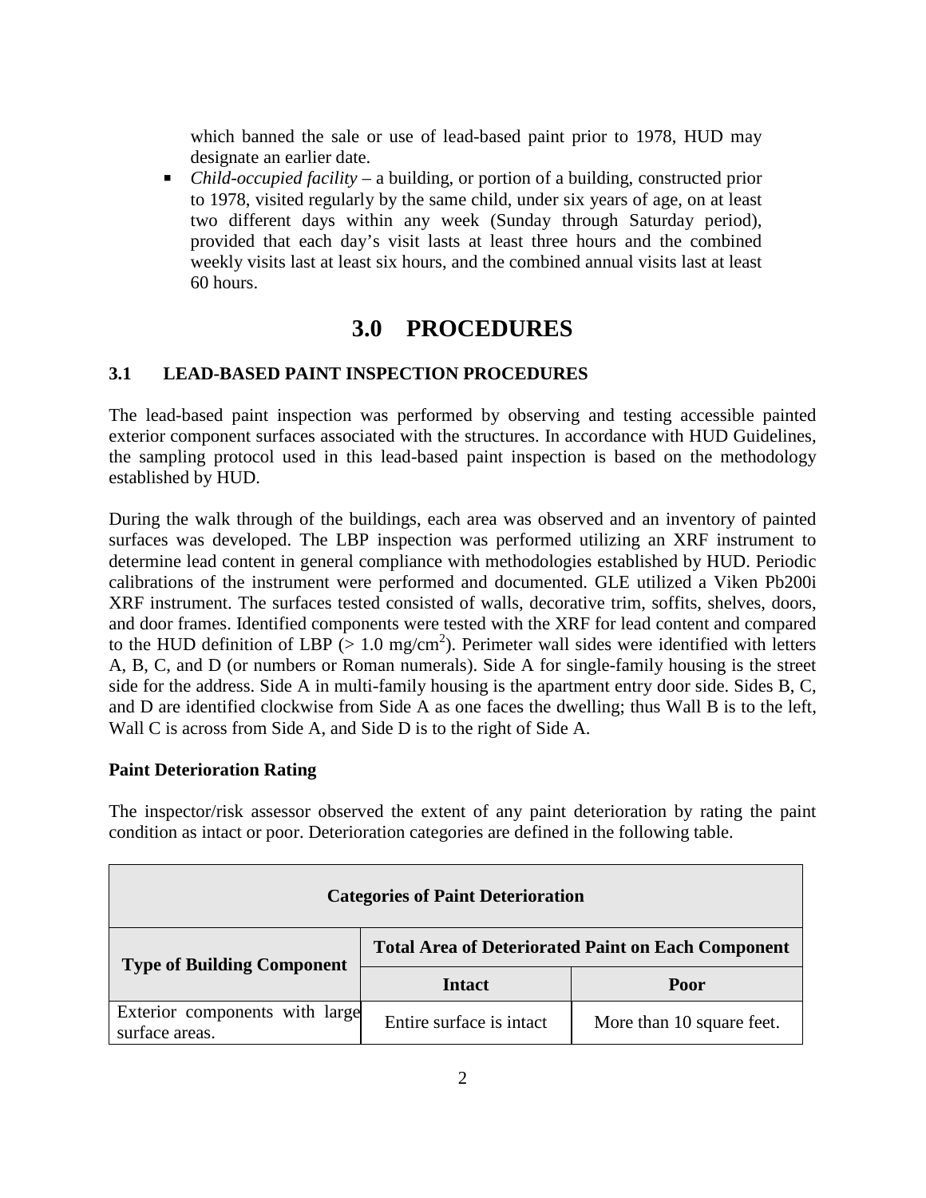which banned the sale or use of lead-based paint prior to 1978, HUD may designate an earlier date.

- *Child-occupied facility* – a building, or portion of a building, constructed prior to 1978, visited regularly by the same child, under six years of age, on at least two different days within any week (Sunday through Saturday period), provided that each day's visit lasts at least three hours and the combined weekly visits last at least six hours, and the combined annual visits last at least 60 hours.

# 3.0 PROCEDURES

## 3.1 LEAD-BASED PAINT INSPECTION PROCEDURES

The lead-based paint inspection was performed by observing and testing accessible painted exterior component surfaces associated with the structures. In accordance with HUD Guidelines, the sampling protocol used in this lead-based paint inspection is based on the methodology established by HUD.

During the walk through of the buildings, each area was observed and an inventory of painted surfaces was developed. The LBP inspection was performed utilizing an XRF instrument to determine lead content in general compliance with methodologies established by HUD. Periodic calibrations of the instrument were performed and documented. GLE utilized a Viken Pb200i XRF instrument. The surfaces tested consisted of walls, decorative trim, soffits, shelves, doors, and door frames. Identified components were tested with the XRF for lead content and compared to the HUD definition of LBP (> 1.0 mg/cm$^2$). Perimeter wall sides were identified with letters A, B, C, and D (or numbers or Roman numerals). Side A for single-family housing is the street side for the address. Side A in multi-family housing is the apartment entry door side. Sides B, C, and D are identified clockwise from Side A as one faces the dwelling; thus Wall B is to the left, Wall C is across from Side A, and Side D is to the right of Side A.

**Paint Deterioration Rating**

The inspector/risk assessor observed the extent of any paint deterioration by rating the paint condition as intact or poor. Deterioration categories are defined in the following table.

| Categories of Paint Deterioration | | |
|---|---|---|
| Type of Building Component | Total Area of Deteriorated Paint on Each Component | |
| | Intact | Poor |
| Exterior components with large surface areas. | Entire surface is intact | More than 10 square feet. |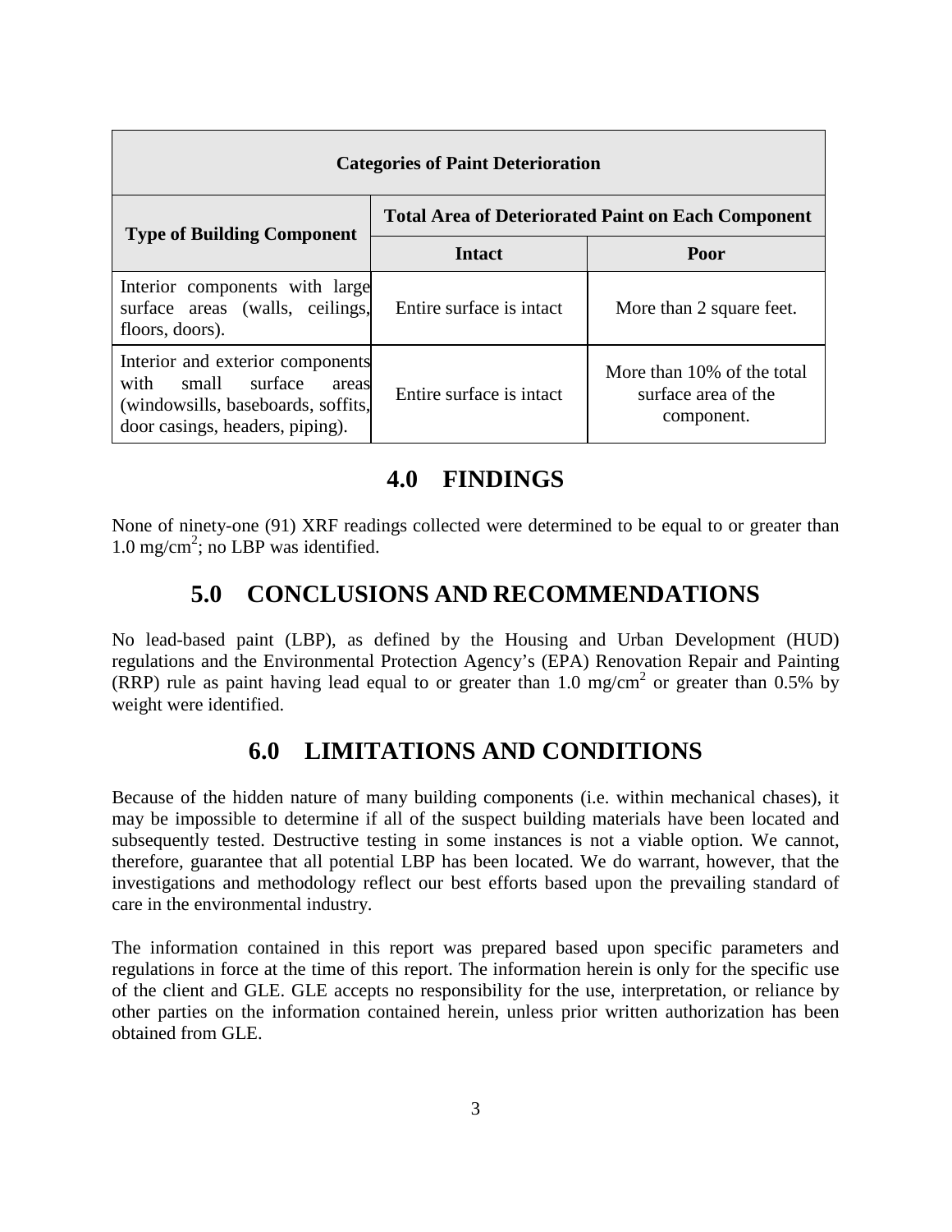| Categories of Paint Deterioration | | |
|---|---|---|
| **Type of Building Component** | **Total Area of Deteriorated Paint on Each Component** | |
| | **Intact** | **Poor** |
| Interior components with large surface areas (walls, ceilings, floors, doors). | Entire surface is intact | More than 2 square feet. |
| Interior and exterior components with small surface areas (windowsills, baseboards, soffits, door casings, headers, piping). | Entire surface is intact | More than 10% of the total surface area of the component. |

## 4.0 FINDINGS

None of ninety-one (91) XRF readings collected were determined to be equal to or greater than 1.0 mg/cm$^2$; no LBP was identified.

## 5.0 CONCLUSIONS AND RECOMMENDATIONS

No lead-based paint (LBP), as defined by the Housing and Urban Development (HUD) regulations and the Environmental Protection Agency's (EPA) Renovation Repair and Painting (RRP) rule as paint having lead equal to or greater than 1.0 mg/cm$^2$ or greater than 0.5% by weight were identified.

## 6.0 LIMITATIONS AND CONDITIONS

Because of the hidden nature of many building components (i.e. within mechanical chases), it may be impossible to determine if all of the suspect building materials have been located and subsequently tested. Destructive testing in some instances is not a viable option. We cannot, therefore, guarantee that all potential LBP has been located. We do warrant, however, that the investigations and methodology reflect our best efforts based upon the prevailing standard of care in the environmental industry.

The information contained in this report was prepared based upon specific parameters and regulations in force at the time of this report. The information herein is only for the specific use of the client and GLE. GLE accepts no responsibility for the use, interpretation, or reliance by other parties on the information contained herein, unless prior written authorization has been obtained from GLE.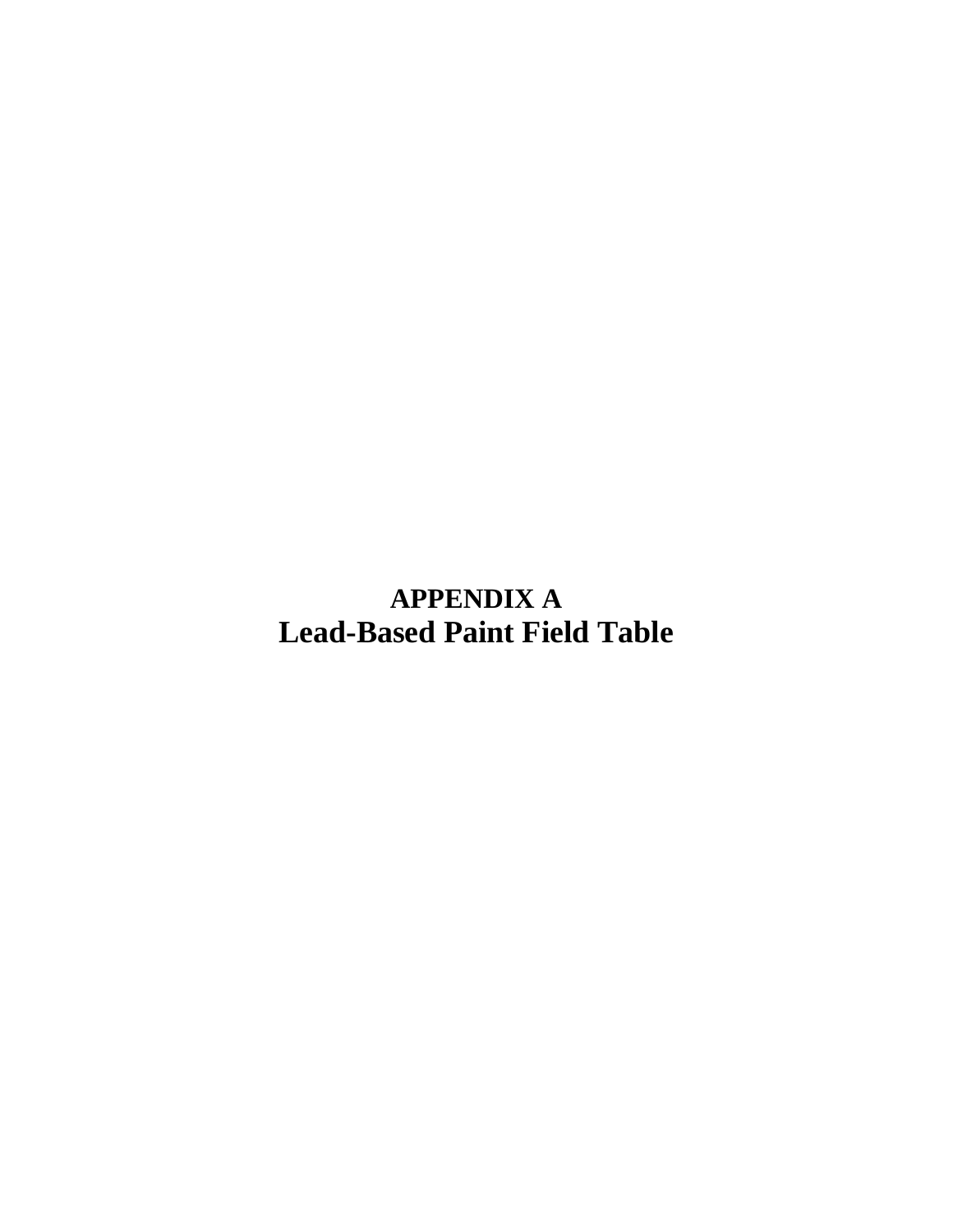# APPENDIX A
# Lead-Based Paint Field Table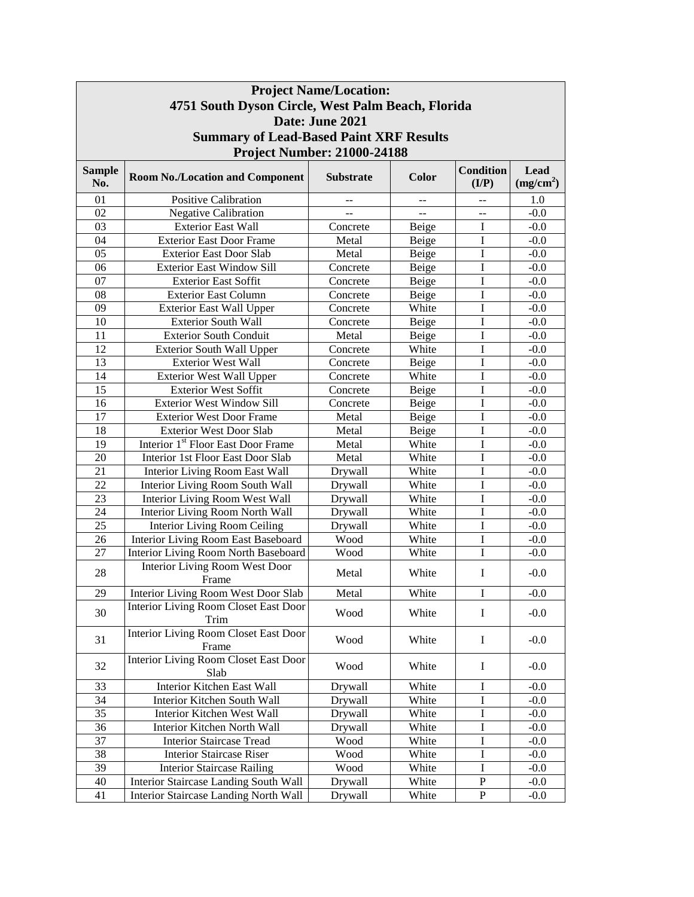**Project Name/Location:**
**4751 South Dyson Circle, West Palm Beach, Florida**
**Date: June 2021**
**Summary of Lead-Based Paint XRF Results**
**Project Number: 21000-24188**

| Sample No. | Room No./Location and Component | Substrate | Color | Condition (I/P) | Lead ($mg/cm^2$) |
|---|---|---|---|---|---|
| 01 | Positive Calibration | -- | -- | -- | 1.0 |
| 02 | Negative Calibration | -- | -- | -- | -0.0 |
| 03 | Exterior East Wall | Concrete | Beige | I | -0.0 |
| 04 | Exterior East Door Frame | Metal | Beige | I | -0.0 |
| 05 | Exterior East Door Slab | Metal | Beige | I | -0.0 |
| 06 | Exterior East Window Sill | Concrete | Beige | I | -0.0 |
| 07 | Exterior East Soffit | Concrete | Beige | I | -0.0 |
| 08 | Exterior East Column | Concrete | Beige | I | -0.0 |
| 09 | Exterior East Wall Upper | Concrete | White | I | -0.0 |
| 10 | Exterior South Wall | Concrete | Beige | I | -0.0 |
| 11 | Exterior South Conduit | Metal | Beige | I | -0.0 |
| 12 | Exterior South Wall Upper | Concrete | White | I | -0.0 |
| 13 | Exterior West Wall | Concrete | Beige | I | -0.0 |
| 14 | Exterior West Wall Upper | Concrete | White | I | -0.0 |
| 15 | Exterior West Soffit | Concrete | Beige | I | -0.0 |
| 16 | Exterior West Window Sill | Concrete | Beige | I | -0.0 |
| 17 | Exterior West Door Frame | Metal | Beige | I | -0.0 |
| 18 | Exterior West Door Slab | Metal | Beige | I | -0.0 |
| 19 | Interior 1st Floor East Door Frame | Metal | White | I | -0.0 |
| 20 | Interior 1st Floor East Door Slab | Metal | White | I | -0.0 |
| 21 | Interior Living Room East Wall | Drywall | White | I | -0.0 |
| 22 | Interior Living Room South Wall | Drywall | White | I | -0.0 |
| 23 | Interior Living Room West Wall | Drywall | White | I | -0.0 |
| 24 | Interior Living Room North Wall | Drywall | White | I | -0.0 |
| 25 | Interior Living Room Ceiling | Drywall | White | I | -0.0 |
| 26 | Interior Living Room East Baseboard | Wood | White | I | -0.0 |
| 27 | Interior Living Room North Baseboard | Wood | White | I | -0.0 |
| 28 | Interior Living Room West Door Frame | Metal | White | I | -0.0 |
| 29 | Interior Living Room West Door Slab | Metal | White | I | -0.0 |
| 30 | Interior Living Room Closet East Door Trim | Wood | White | I | -0.0 |
| 31 | Interior Living Room Closet East Door Frame | Wood | White | I | -0.0 |
| 32 | Interior Living Room Closet East Door Slab | Wood | White | I | -0.0 |
| 33 | Interior Kitchen East Wall | Drywall | White | I | -0.0 |
| 34 | Interior Kitchen South Wall | Drywall | White | I | -0.0 |
| 35 | Interior Kitchen West Wall | Drywall | White | I | -0.0 |
| 36 | Interior Kitchen North Wall | Drywall | White | I | -0.0 |
| 37 | Interior Staircase Tread | Wood | White | I | -0.0 |
| 38 | Interior Staircase Riser | Wood | White | I | -0.0 |
| 39 | Interior Staircase Railing | Wood | White | I | -0.0 |
| 40 | Interior Staircase Landing South Wall | Drywall | White | P | -0.0 |
| 41 | Interior Staircase Landing North Wall | Drywall | White | P | -0.0 |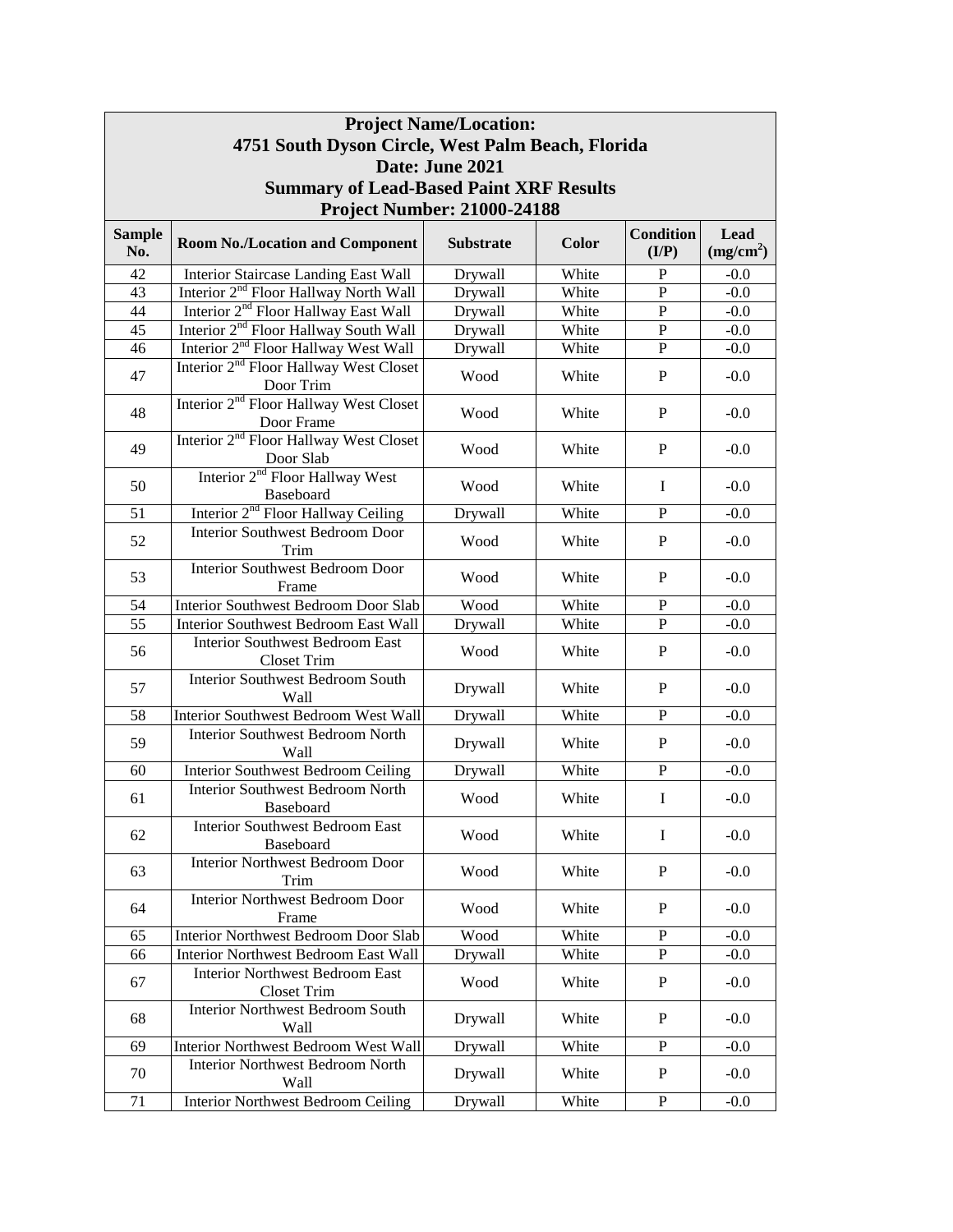**Project Name/Location:**
**4751 South Dyson Circle, West Palm Beach, Florida**
**Date: June 2021**
**Summary of Lead-Based Paint XRF Results**
**Project Number: 21000-24188**

| Sample No. | Room No./Location and Component | Substrate | Color | Condition (I/P) | Lead ($mg/cm^2$) |
|---|---|---|---|---|---|
| 42 | Interior Staircase Landing East Wall | Drywall | White | P | -0.0 |
| 43 | Interior 2nd Floor Hallway North Wall | Drywall | White | P | -0.0 |
| 44 | Interior 2nd Floor Hallway East Wall | Drywall | White | P | -0.0 |
| 45 | Interior 2nd Floor Hallway South Wall | Drywall | White | P | -0.0 |
| 46 | Interior 2nd Floor Hallway West Wall | Drywall | White | P | -0.0 |
| 47 | Interior 2nd Floor Hallway West Closet Door Trim | Wood | White | P | -0.0 |
| 48 | Interior 2nd Floor Hallway West Closet Door Frame | Wood | White | P | -0.0 |
| 49 | Interior 2nd Floor Hallway West Closet Door Slab | Wood | White | P | -0.0 |
| 50 | Interior 2nd Floor Hallway West Baseboard | Wood | White | I | -0.0 |
| 51 | Interior 2nd Floor Hallway Ceiling | Drywall | White | P | -0.0 |
| 52 | Interior Southwest Bedroom Door Trim | Wood | White | P | -0.0 |
| 53 | Interior Southwest Bedroom Door Frame | Wood | White | P | -0.0 |
| 54 | Interior Southwest Bedroom Door Slab | Wood | White | P | -0.0 |
| 55 | Interior Southwest Bedroom East Wall | Drywall | White | P | -0.0 |
| 56 | Interior Southwest Bedroom East Closet Trim | Wood | White | P | -0.0 |
| 57 | Interior Southwest Bedroom South Wall | Drywall | White | P | -0.0 |
| 58 | Interior Southwest Bedroom West Wall | Drywall | White | P | -0.0 |
| 59 | Interior Southwest Bedroom North Wall | Drywall | White | P | -0.0 |
| 60 | Interior Southwest Bedroom Ceiling | Drywall | White | P | -0.0 |
| 61 | Interior Southwest Bedroom North Baseboard | Wood | White | I | -0.0 |
| 62 | Interior Southwest Bedroom East Baseboard | Wood | White | I | -0.0 |
| 63 | Interior Northwest Bedroom Door Trim | Wood | White | P | -0.0 |
| 64 | Interior Northwest Bedroom Door Frame | Wood | White | P | -0.0 |
| 65 | Interior Northwest Bedroom Door Slab | Wood | White | P | -0.0 |
| 66 | Interior Northwest Bedroom East Wall | Drywall | White | P | -0.0 |
| 67 | Interior Northwest Bedroom East Closet Trim | Wood | White | P | -0.0 |
| 68 | Interior Northwest Bedroom South Wall | Drywall | White | P | -0.0 |
| 69 | Interior Northwest Bedroom West Wall | Drywall | White | P | -0.0 |
| 70 | Interior Northwest Bedroom North Wall | Drywall | White | P | -0.0 |
| 71 | Interior Northwest Bedroom Ceiling | Drywall | White | P | -0.0 |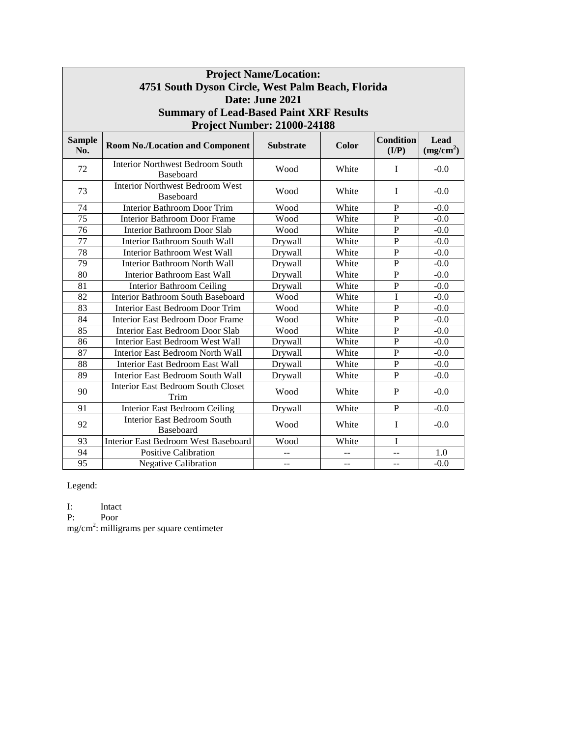| Project Name/Location: 4751 South Dyson Circle, West Palm Beach, Florida Date: June 2021 Summary of Lead-Based Paint XRF Results Project Number: 21000-24188 | | | | | |
|---|---|---|---|---|---|
| **Sample No.** | **Room No./Location and Component** | **Substrate** | **Color** | **Condition (I/P)** | **Lead ($mg/cm^2$)** |
| 72 | Interior Northwest Bedroom South Baseboard | Wood | White | I | -0.0 |
| 73 | Interior Northwest Bedroom West Baseboard | Wood | White | I | -0.0 |
| 74 | Interior Bathroom Door Trim | Wood | White | P | -0.0 |
| 75 | Interior Bathroom Door Frame | Wood | White | P | -0.0 |
| 76 | Interior Bathroom Door Slab | Wood | White | P | -0.0 |
| 77 | Interior Bathroom South Wall | Drywall | White | P | -0.0 |
| 78 | Interior Bathroom West Wall | Drywall | White | P | -0.0 |
| 79 | Interior Bathroom North Wall | Drywall | White | P | -0.0 |
| 80 | Interior Bathroom East Wall | Drywall | White | P | -0.0 |
| 81 | Interior Bathroom Ceiling | Drywall | White | P | -0.0 |
| 82 | Interior Bathroom South Baseboard | Wood | White | I | -0.0 |
| 83 | Interior East Bedroom Door Trim | Wood | White | P | -0.0 |
| 84 | Interior East Bedroom Door Frame | Wood | White | P | -0.0 |
| 85 | Interior East Bedroom Door Slab | Wood | White | P | -0.0 |
| 86 | Interior East Bedroom West Wall | Drywall | White | P | -0.0 |
| 87 | Interior East Bedroom North Wall | Drywall | White | P | -0.0 |
| 88 | Interior East Bedroom East Wall | Drywall | White | P | -0.0 |
| 89 | Interior East Bedroom South Wall | Drywall | White | P | -0.0 |
| 90 | Interior East Bedroom South Closet Trim | Wood | White | P | -0.0 |
| 91 | Interior East Bedroom Ceiling | Drywall | White | P | -0.0 |
| 92 | Interior East Bedroom South Baseboard | Wood | White | I | -0.0 |
| 93 | Interior East Bedroom West Baseboard | Wood | White | I | |
| 94 | Positive Calibration | -- | -- | -- | 1.0 |
| 95 | Negative Calibration | -- | -- | -- | -0.0 |

Legend:

I: Intact
P: Poor
$mg/cm^2$: milligrams per square centimeter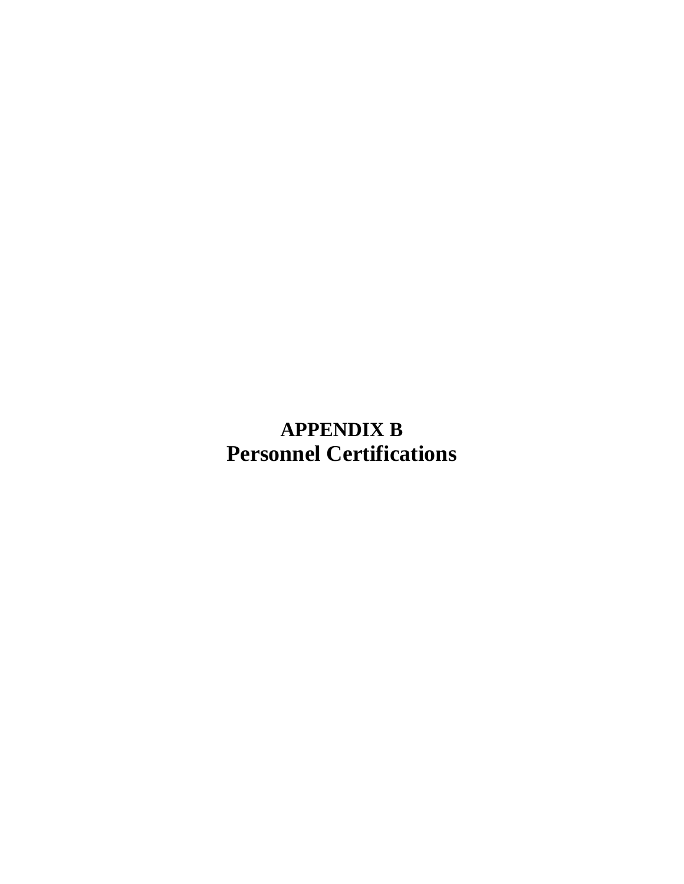# APPENDIX B
# Personnel Certifications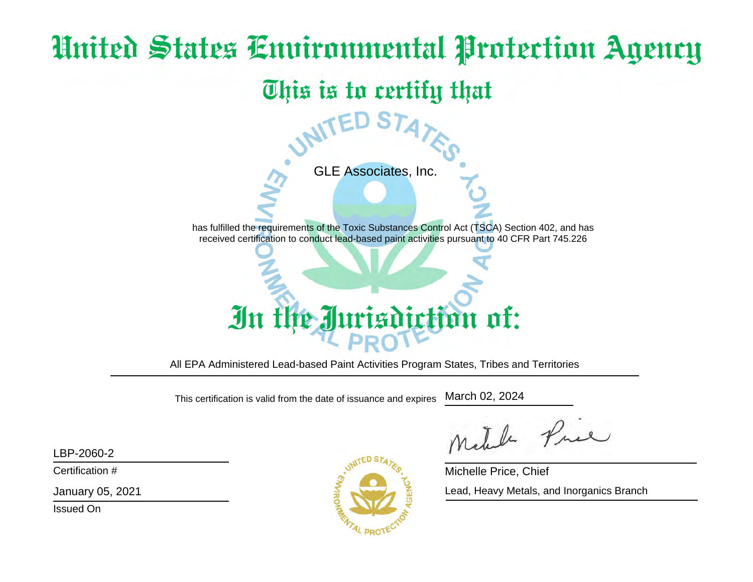# United States Environmental Protection Agency

## This is to certify that

GLE Associates, Inc.

has fulfilled the requirements of the Toxic Substances Control Act (TSCA) Section 402, and has received certification to conduct lead-based paint activities pursuant to 40 CFR Part 745.226

## In the Jurisdiction of:

All EPA Administered Lead-based Paint Activities Program States, Tribes and Territories

This certification is valid from the date of issuance and expires March 02, 2024

LBP-2060-2

Certification #

January 05, 2021

Issued On

Michelle Price, Chief

Lead, Heavy Metals, and Inorganics Branch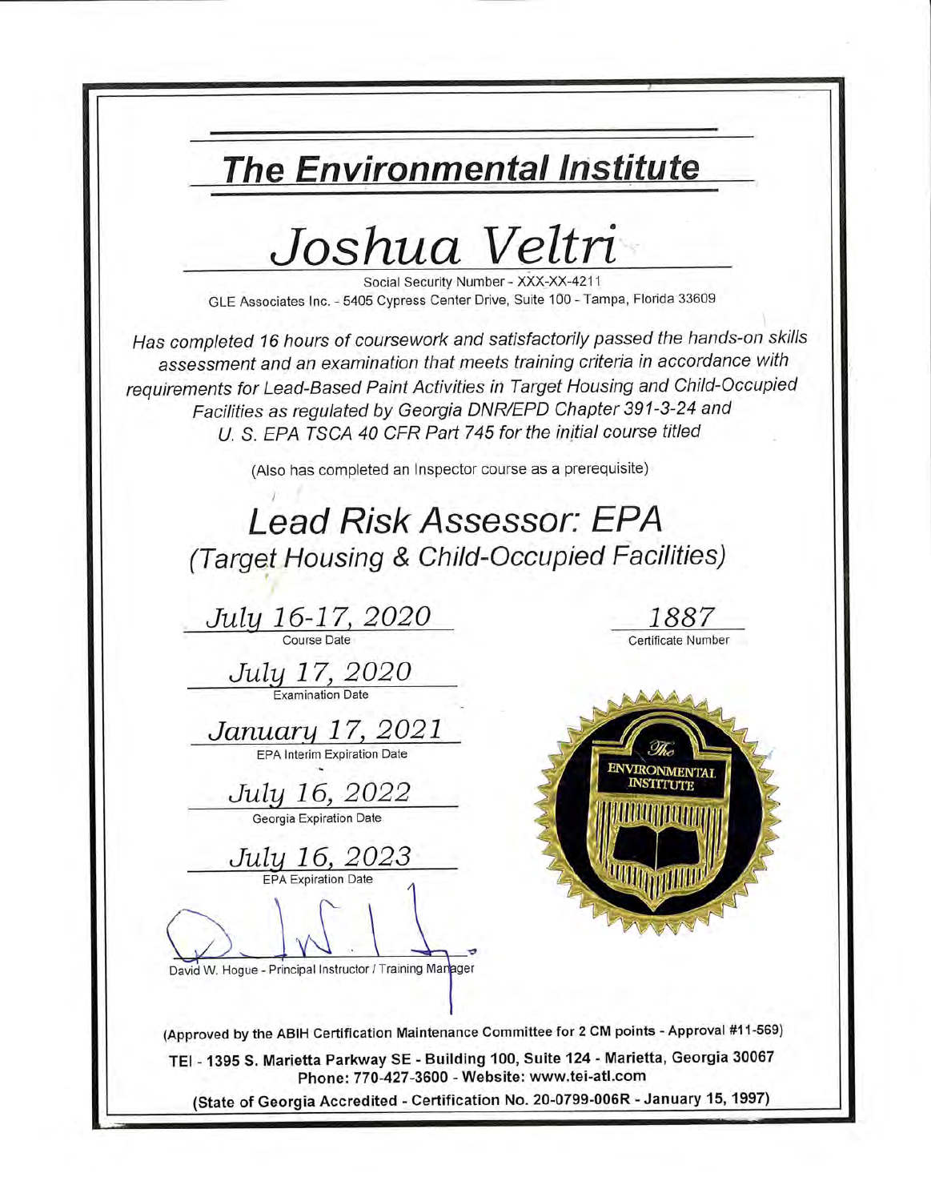# The Environmental Institute

# *Joshua Veltri*

Social Security Number - XXX-XX-4211

GLE Associates Inc. - 5405 Cypress Center Drive, Suite 100 - Tampa, Florida 33609

*Has completed 16 hours of coursework and satisfactorily passed the hands-on skills assessment and an examination that meets training criteria in accordance with requirements for Lead-Based Paint Activities in Target Housing and Child-Occupied Facilities as regulated by Georgia DNR/EPD Chapter 391-3-24 and U. S. EPA TSCA 40 CFR Part 745 for the initial course titled*

(Also has completed an Inspector course as a prerequisite)

## *Lead Risk Assessor: EPA*
## *(Target Housing & Child-Occupied Facilities)*

*July 16-17, 2020*
Course Date

*1887*
Certificate Number

*July 17, 2020*
Examination Date

*January 17, 2021*
EPA Interim Expiration Date

*July 16, 2022*
Georgia Expiration Date

*July 16, 2023*
EPA Expiration Date

David W. Hogue - Principal Instructor / Training Manager

**(Approved by the ABIH Certification Maintenance Committee for 2 CM points - Approval #11-569)**

**TEI - 1395 S. Marietta Parkway SE - Building 100, Suite 124 - Marietta, Georgia 30067**
**Phone: 770-427-3600 - Website: www.tei-atl.com**

**(State of Georgia Accredited - Certification No. 20-0799-006R - January 15, 1997)**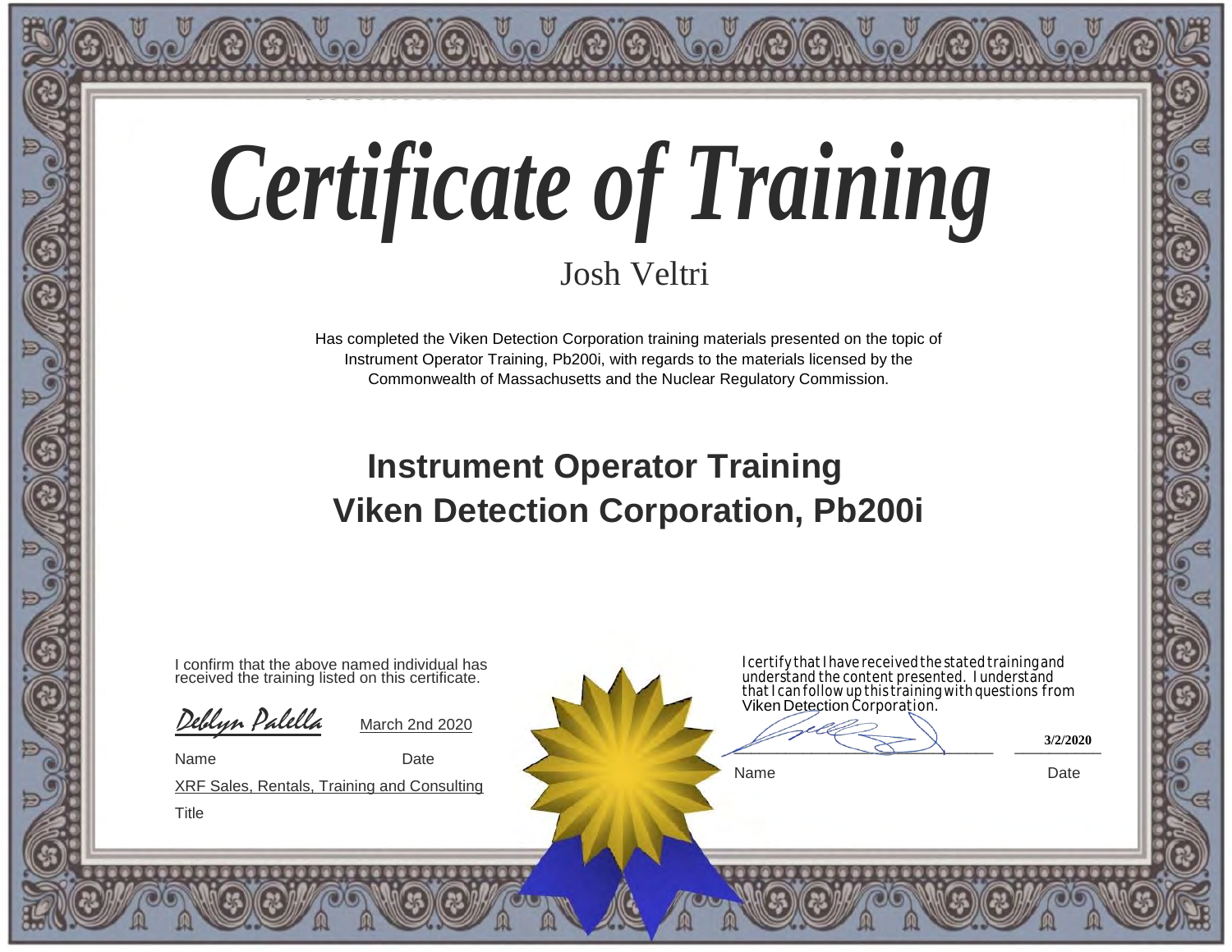# Certificate of Training

Josh Veltri

Has completed the Viken Detection Corporation training materials presented on the topic of Instrument Operator Training, Pb200i, with regards to the materials licensed by the Commonwealth of Massachusetts and the Nuclear Regulatory Commission.

## Instrument Operator Training
## Viken Detection Corporation, Pb200i

I confirm that the above named individual has received the training listed on this certificate.

Deblyn Palella — March 2nd 2020

Name — Date

XRF Sales, Rentals, Training and Consulting

Title

I certify that I have received the stated training and understand the content presented. I understand that I can follow up this training with questions from Viken Detection Corporation.

3/2/2020

Name — Date